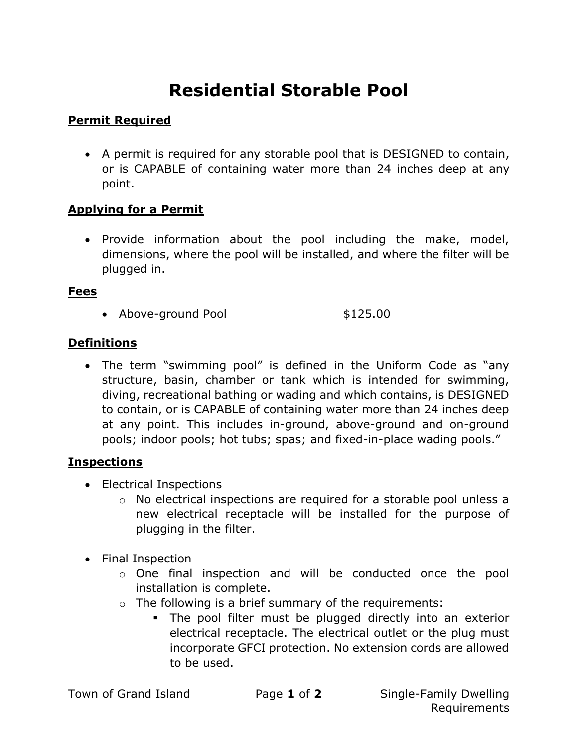# Residential Storable Pool

## Permit Required

- A permit is required for any storable pool that is DESIGNED to contain, or is CAPABLE of containing water more than 24 inches deep at any point.

## Applying for a Permit

- Provide information about the pool including the make, model, dimensions, where the pool will be installed, and where the filter will be plugged in.

## Fees

- Above-ground Pool $125.00

## Definitions

- The term "swimming pool" is defined in the Uniform Code as "any structure, basin, chamber or tank which is intended for swimming, diving, recreational bathing or wading and which contains, is DESIGNED to contain, or is CAPABLE of containing water more than 24 inches deep at any point. This includes in-ground, above-ground and on-ground pools; indoor pools; hot tubs; spas; and fixed-in-place wading pools."

## Inspections

- Electrical Inspections
  - No electrical inspections are required for a storable pool unless a new electrical receptacle will be installed for the purpose of plugging in the filter.

- Final Inspection
  - One final inspection and will be conducted once the pool installation is complete.
  - The following is a brief summary of the requirements:
    - The pool filter must be plugged directly into an exterior electrical receptacle. The electrical outlet or the plug must incorporate GFCI protection. No extension cords are allowed to be used.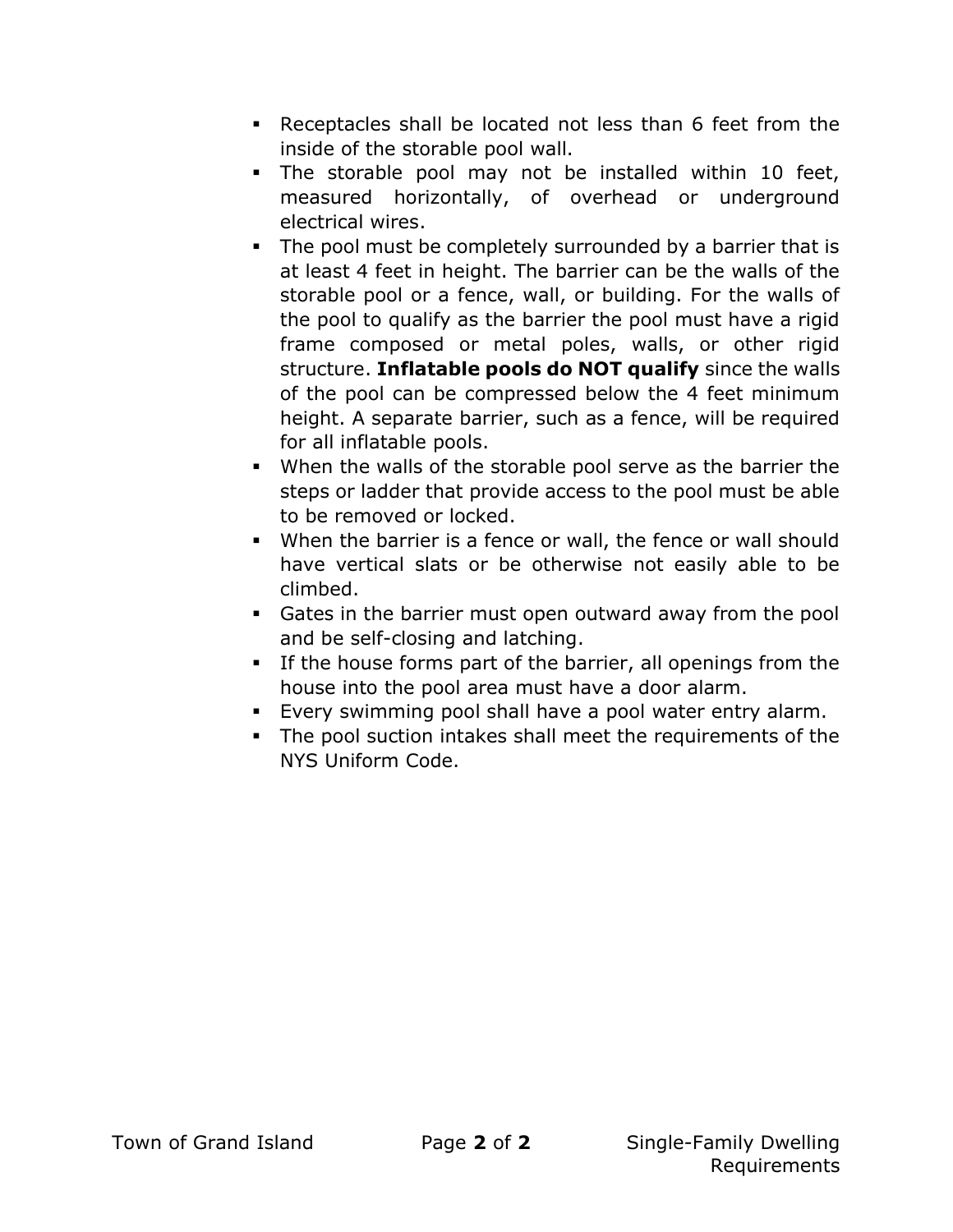- Receptacles shall be located not less than 6 feet from the inside of the storable pool wall.
- The storable pool may not be installed within 10 feet, measured horizontally, of overhead or underground electrical wires.
- The pool must be completely surrounded by a barrier that is at least 4 feet in height. The barrier can be the walls of the storable pool or a fence, wall, or building. For the walls of the pool to qualify as the barrier the pool must have a rigid frame composed or metal poles, walls, or other rigid structure. **Inflatable pools do NOT qualify** since the walls of the pool can be compressed below the 4 feet minimum height. A separate barrier, such as a fence, will be required for all inflatable pools.
- When the walls of the storable pool serve as the barrier the steps or ladder that provide access to the pool must be able to be removed or locked.
- When the barrier is a fence or wall, the fence or wall should have vertical slats or be otherwise not easily able to be climbed.
- Gates in the barrier must open outward away from the pool and be self-closing and latching.
- If the house forms part of the barrier, all openings from the house into the pool area must have a door alarm.
- Every swimming pool shall have a pool water entry alarm.
- The pool suction intakes shall meet the requirements of the NYS Uniform Code.